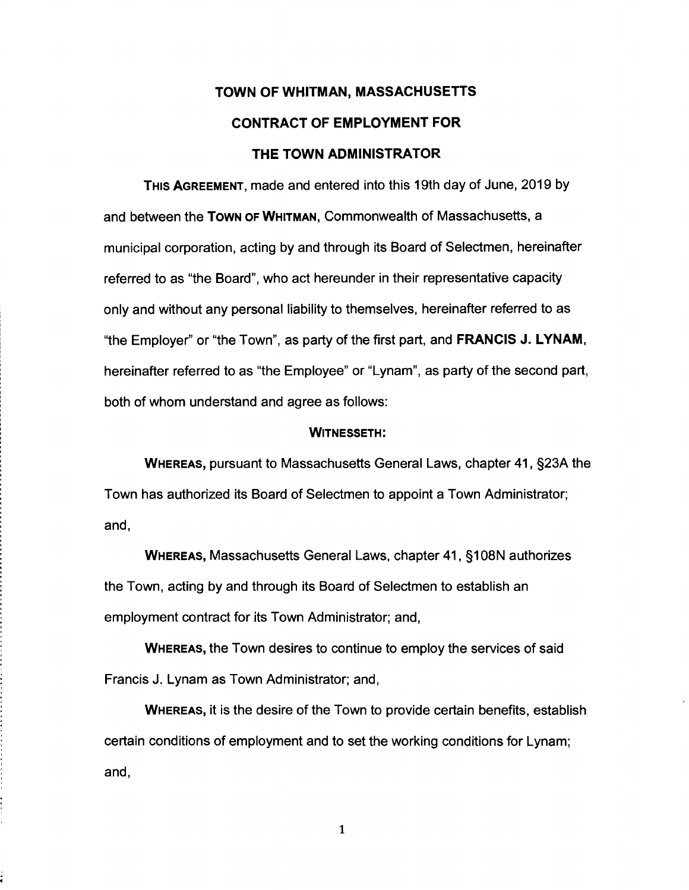# TOWN OF WHITMAN, MASSACHUSETTS

# CONTRACT OF EMPLOYMENT FOR

# THE TOWN ADMINISTRATOR

**THIS AGREEMENT**, made and entered into this 19th day of June, 2019 by and between the **TOWN OF WHITMAN**, Commonwealth of Massachusetts, a municipal corporation, acting by and through its Board of Selectmen, hereinafter referred to as "the Board", who act hereunder in their representative capacity only and without any personal liability to themselves, hereinafter referred to as "the Employer" or "the Town", as party of the first part, and **FRANCIS J. LYNAM**, hereinafter referred to as "the Employee" or "Lynam", as party of the second part, both of whom understand and agree as follows:

**WITNESSETH:**

**WHEREAS,** pursuant to Massachusetts General Laws, chapter 41, §23A the Town has authorized its Board of Selectmen to appoint a Town Administrator; and,

**WHEREAS,** Massachusetts General Laws, chapter 41, §108N authorizes the Town, acting by and through its Board of Selectmen to establish an employment contract for its Town Administrator; and,

**WHEREAS,** the Town desires to continue to employ the services of said Francis J. Lynam as Town Administrator; and,

**WHEREAS,** it is the desire of the Town to provide certain benefits, establish certain conditions of employment and to set the working conditions for Lynam; and,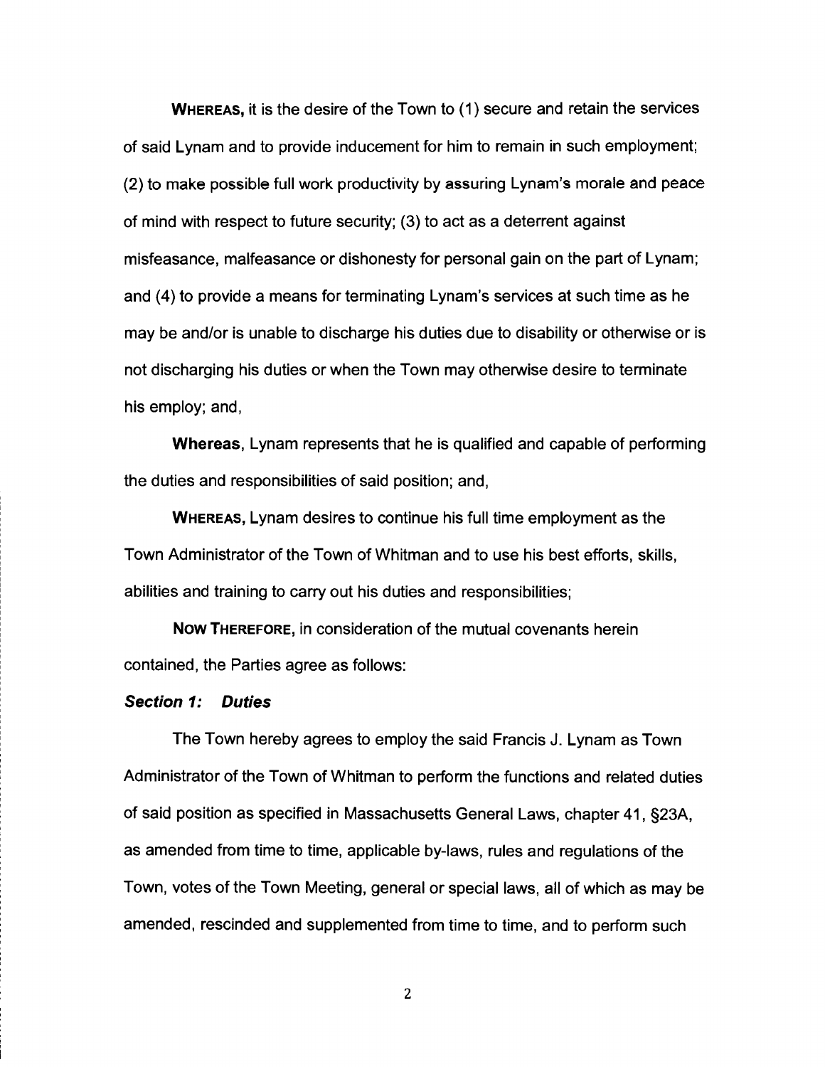**WHEREAS,** it is the desire of the Town to (1) secure and retain the services of said Lynam and to provide inducement for him to remain in such employment; (2) to make possible full work productivity by assuring Lynam's morale and peace of mind with respect to future security; (3) to act as a deterrent against misfeasance, malfeasance or dishonesty for personal gain on the part of Lynam; and (4) to provide a means for terminating Lynam's services at such time as he may be and/or is unable to discharge his duties due to disability or otherwise or is not discharging his duties or when the Town may otherwise desire to terminate his employ; and,

**Whereas**, Lynam represents that he is qualified and capable of performing the duties and responsibilities of said position; and,

**WHEREAS,** Lynam desires to continue his full time employment as the Town Administrator of the Town of Whitman and to use his best efforts, skills, abilities and training to carry out his duties and responsibilities;

**NOW THEREFORE,** in consideration of the mutual covenants herein contained, the Parties agree as follows:

### *Section 1: Duties*

The Town hereby agrees to employ the said Francis J. Lynam as Town Administrator of the Town of Whitman to perform the functions and related duties of said position as specified in Massachusetts General Laws, chapter 41, §23A, as amended from time to time, applicable by-laws, rules and regulations of the Town, votes of the Town Meeting, general or special laws, all of which as may be amended, rescinded and supplemented from time to time, and to perform such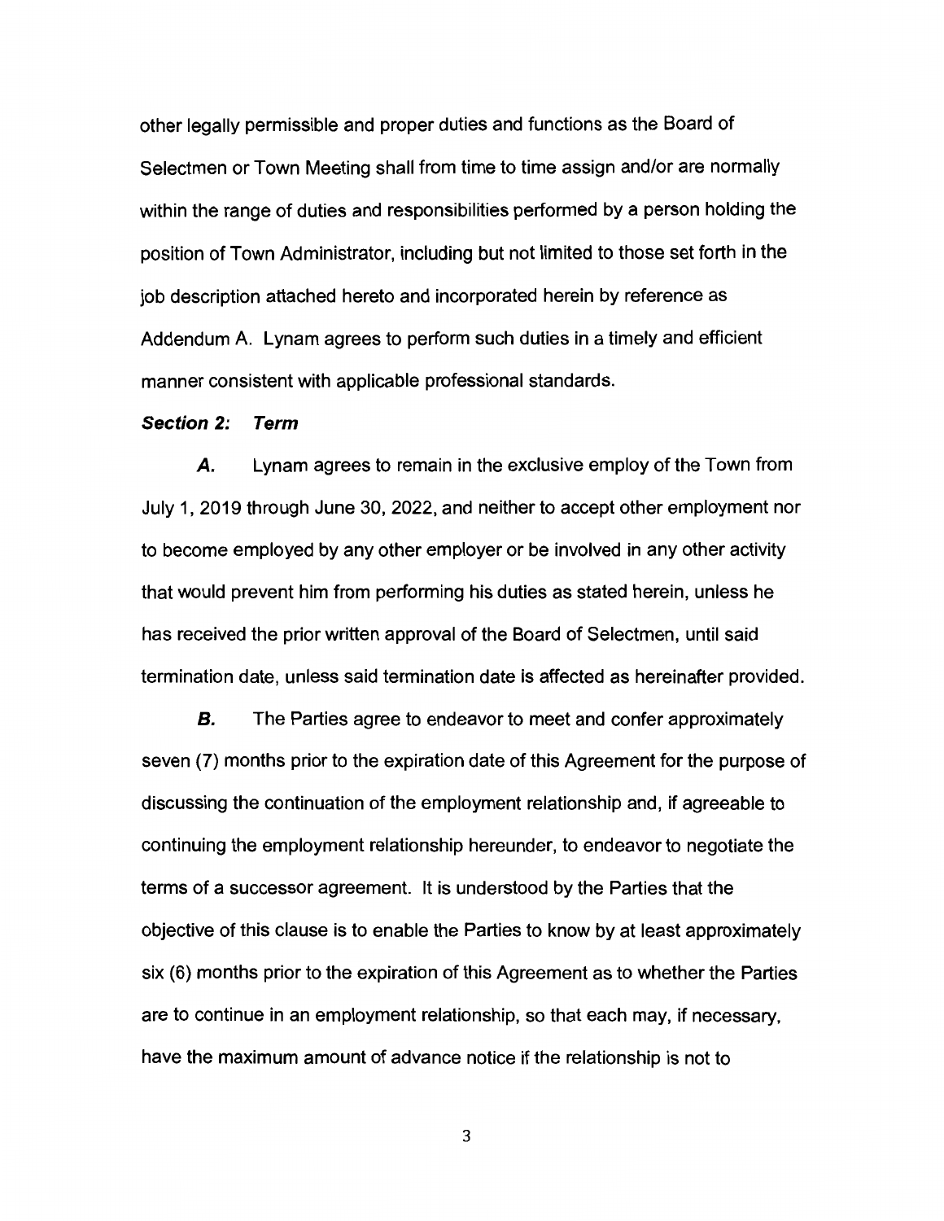other legally permissible and proper duties and functions as the Board of Selectmen or Town Meeting shall from time to time assign and/or are normally within the range of duties and responsibilities performed by a person holding the position of Town Administrator, including but not limited to those set forth in the job description attached hereto and incorporated herein by reference as Addendum A. Lynam agrees to perform such duties in a timely and efficient manner consistent with applicable professional standards.

***Section 2: Term***

***A.*** Lynam agrees to remain in the exclusive employ of the Town from July 1, 2019 through June 30, 2022, and neither to accept other employment nor to become employed by any other employer or be involved in any other activity that would prevent him from performing his duties as stated herein, unless he has received the prior written approval of the Board of Selectmen, until said termination date, unless said termination date is affected as hereinafter provided.

***B.*** The Parties agree to endeavor to meet and confer approximately seven (7) months prior to the expiration date of this Agreement for the purpose of discussing the continuation of the employment relationship and, if agreeable to continuing the employment relationship hereunder, to endeavor to negotiate the terms of a successor agreement. It is understood by the Parties that the objective of this clause is to enable the Parties to know by at least approximately six (6) months prior to the expiration of this Agreement as to whether the Parties are to continue in an employment relationship, so that each may, if necessary, have the maximum amount of advance notice if the relationship is not to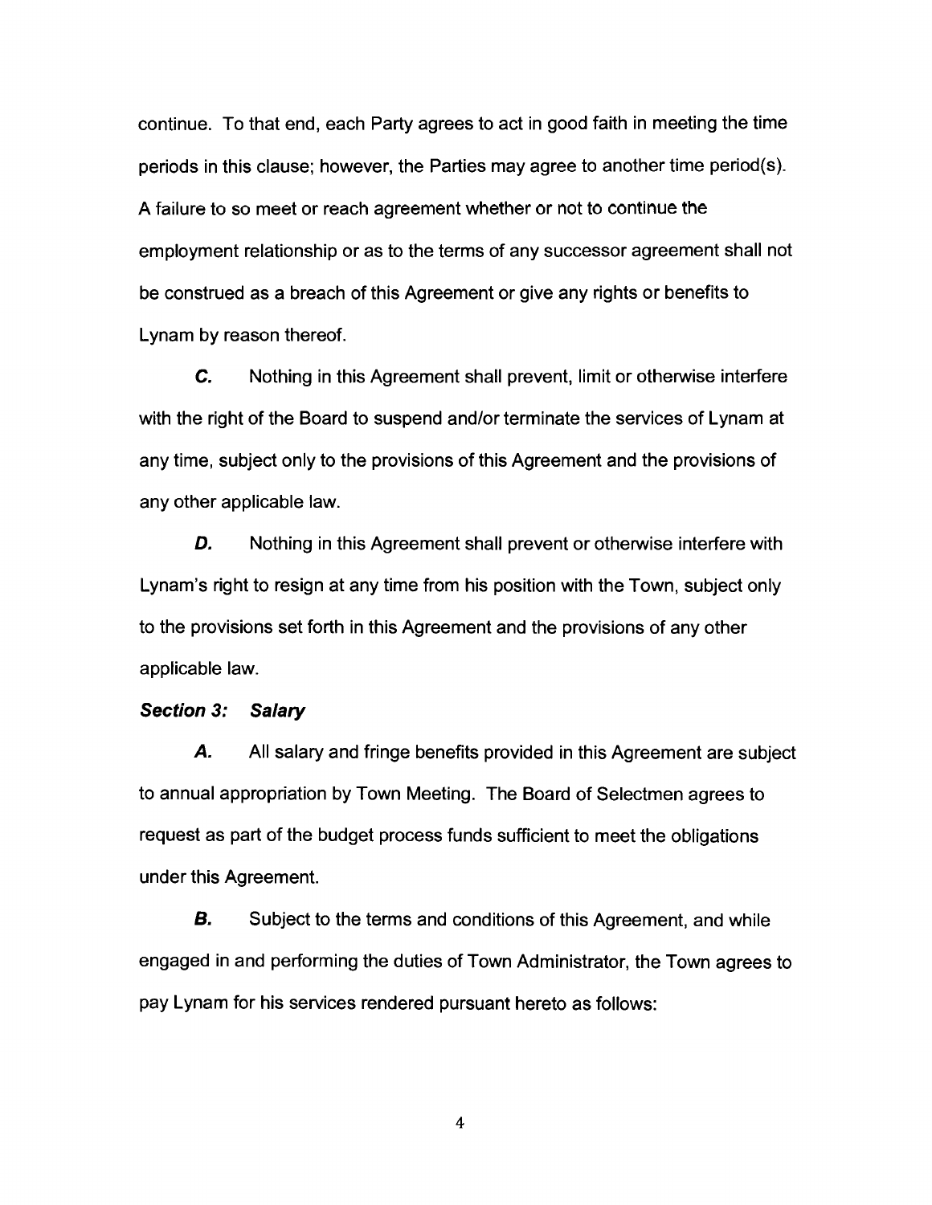continue. To that end, each Party agrees to act in good faith in meeting the time periods in this clause; however, the Parties may agree to another time period(s). A failure to so meet or reach agreement whether or not to continue the employment relationship or as to the terms of any successor agreement shall not be construed as a breach of this Agreement or give any rights or benefits to Lynam by reason thereof.

***C.*** Nothing in this Agreement shall prevent, limit or otherwise interfere with the right of the Board to suspend and/or terminate the services of Lynam at any time, subject only to the provisions of this Agreement and the provisions of any other applicable law.

***D.*** Nothing in this Agreement shall prevent or otherwise interfere with Lynam's right to resign at any time from his position with the Town, subject only to the provisions set forth in this Agreement and the provisions of any other applicable law.

***Section 3: Salary***

***A.*** All salary and fringe benefits provided in this Agreement are subject to annual appropriation by Town Meeting. The Board of Selectmen agrees to request as part of the budget process funds sufficient to meet the obligations under this Agreement.

***B.*** Subject to the terms and conditions of this Agreement, and while engaged in and performing the duties of Town Administrator, the Town agrees to pay Lynam for his services rendered pursuant hereto as follows: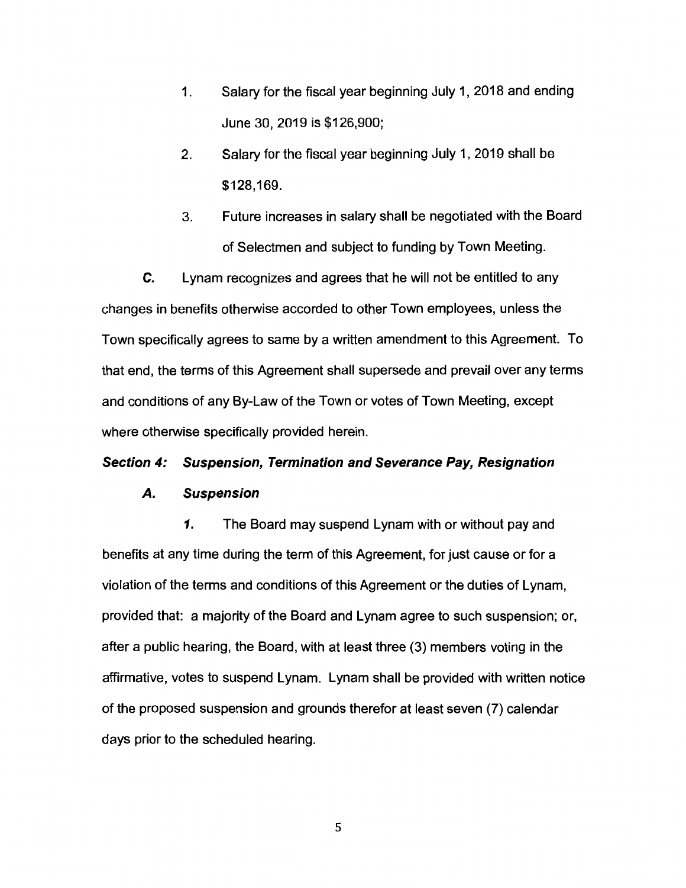1. Salary for the fiscal year beginning July 1, 2018 and ending June 30, 2019 is $126,900;
2. Salary for the fiscal year beginning July 1, 2019 shall be $128,169.
3. Future increases in salary shall be negotiated with the Board of Selectmen and subject to funding by Town Meeting.

***C.*** Lynam recognizes and agrees that he will not be entitled to any changes in benefits otherwise accorded to other Town employees, unless the Town specifically agrees to same by a written amendment to this Agreement. To that end, the terms of this Agreement shall supersede and prevail over any terms and conditions of any By-Law of the Town or votes of Town Meeting, except where otherwise specifically provided herein.

### ***Section 4: Suspension, Termination and Severance Pay, Resignation***

#### ***A. Suspension***

***1.*** The Board may suspend Lynam with or without pay and benefits at any time during the term of this Agreement, for just cause or for a violation of the terms and conditions of this Agreement or the duties of Lynam, provided that: a majority of the Board and Lynam agree to such suspension; or, after a public hearing, the Board, with at least three (3) members voting in the affirmative, votes to suspend Lynam. Lynam shall be provided with written notice of the proposed suspension and grounds therefor at least seven (7) calendar days prior to the scheduled hearing.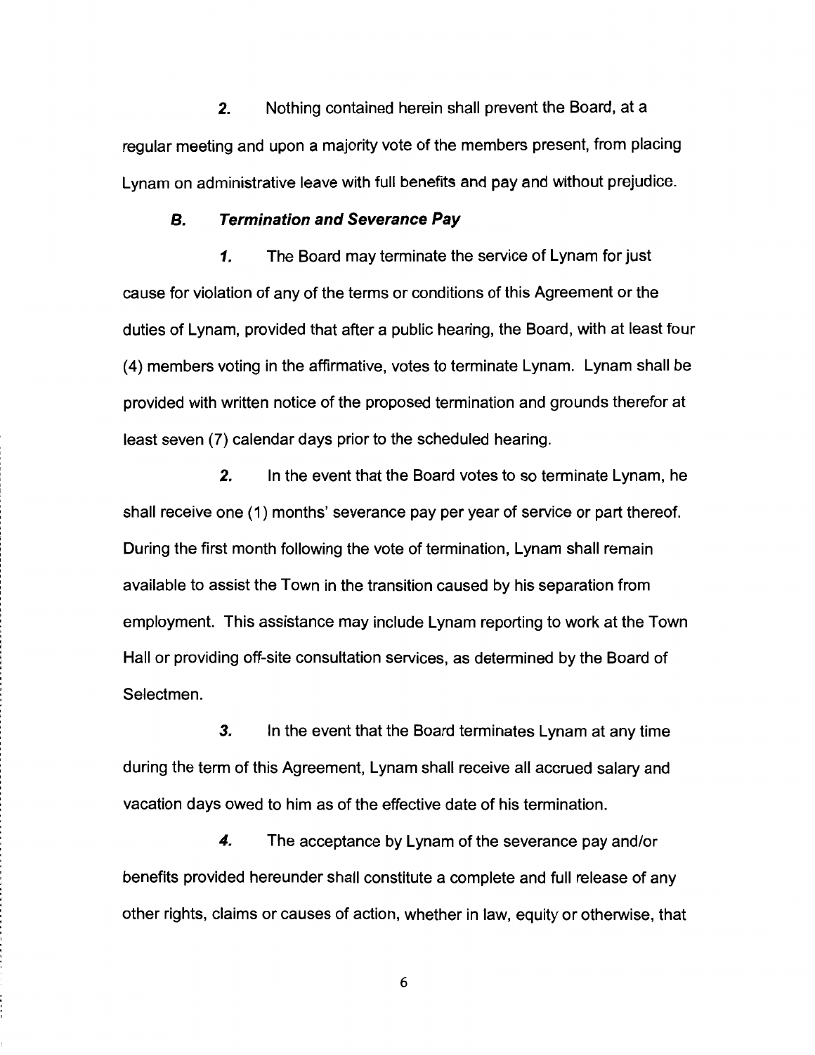**2.** Nothing contained herein shall prevent the Board, at a regular meeting and upon a majority vote of the members present, from placing Lynam on administrative leave with full benefits and pay and without prejudice.

### *B. Termination and Severance Pay*

***1.*** The Board may terminate the service of Lynam for just cause for violation of any of the terms or conditions of this Agreement or the duties of Lynam, provided that after a public hearing, the Board, with at least four (4) members voting in the affirmative, votes to terminate Lynam. Lynam shall be provided with written notice of the proposed termination and grounds therefor at least seven (7) calendar days prior to the scheduled hearing.

***2.*** In the event that the Board votes to so terminate Lynam, he shall receive one (1) months' severance pay per year of service or part thereof. During the first month following the vote of termination, Lynam shall remain available to assist the Town in the transition caused by his separation from employment. This assistance may include Lynam reporting to work at the Town Hall or providing off-site consultation services, as determined by the Board of Selectmen.

***3.*** In the event that the Board terminates Lynam at any time during the term of this Agreement, Lynam shall receive all accrued salary and vacation days owed to him as of the effective date of his termination.

***4.*** The acceptance by Lynam of the severance pay and/or benefits provided hereunder shall constitute a complete and full release of any other rights, claims or causes of action, whether in law, equity or otherwise, that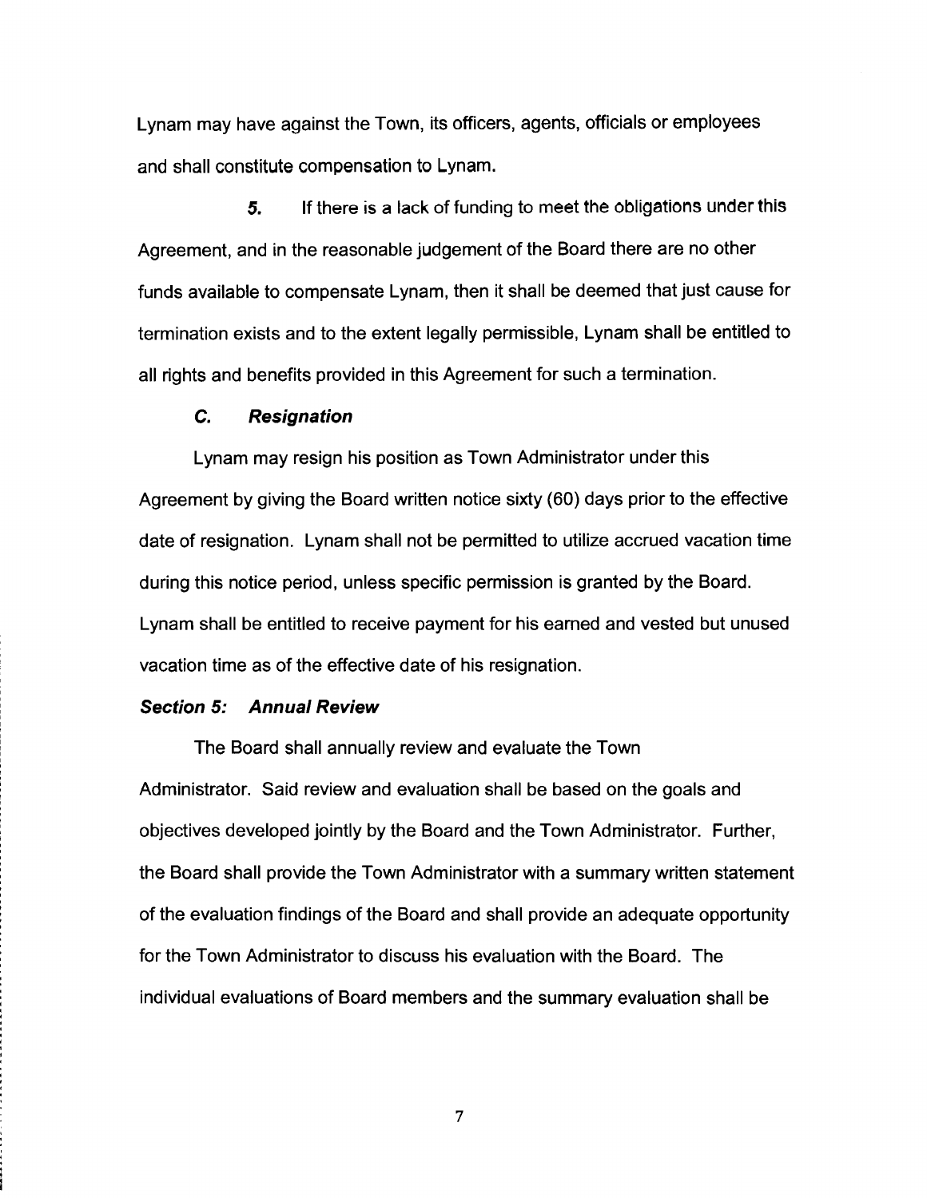Lynam may have against the Town, its officers, agents, officials or employees and shall constitute compensation to Lynam.

***5.*** If there is a lack of funding to meet the obligations under this Agreement, and in the reasonable judgement of the Board there are no other funds available to compensate Lynam, then it shall be deemed that just cause for termination exists and to the extent legally permissible, Lynam shall be entitled to all rights and benefits provided in this Agreement for such a termination.

### *C. Resignation*

Lynam may resign his position as Town Administrator under this Agreement by giving the Board written notice sixty (60) days prior to the effective date of resignation. Lynam shall not be permitted to utilize accrued vacation time during this notice period, unless specific permission is granted by the Board. Lynam shall be entitled to receive payment for his earned and vested but unused vacation time as of the effective date of his resignation.

## *Section 5: Annual Review*

The Board shall annually review and evaluate the Town Administrator. Said review and evaluation shall be based on the goals and objectives developed jointly by the Board and the Town Administrator. Further, the Board shall provide the Town Administrator with a summary written statement of the evaluation findings of the Board and shall provide an adequate opportunity for the Town Administrator to discuss his evaluation with the Board. The individual evaluations of Board members and the summary evaluation shall be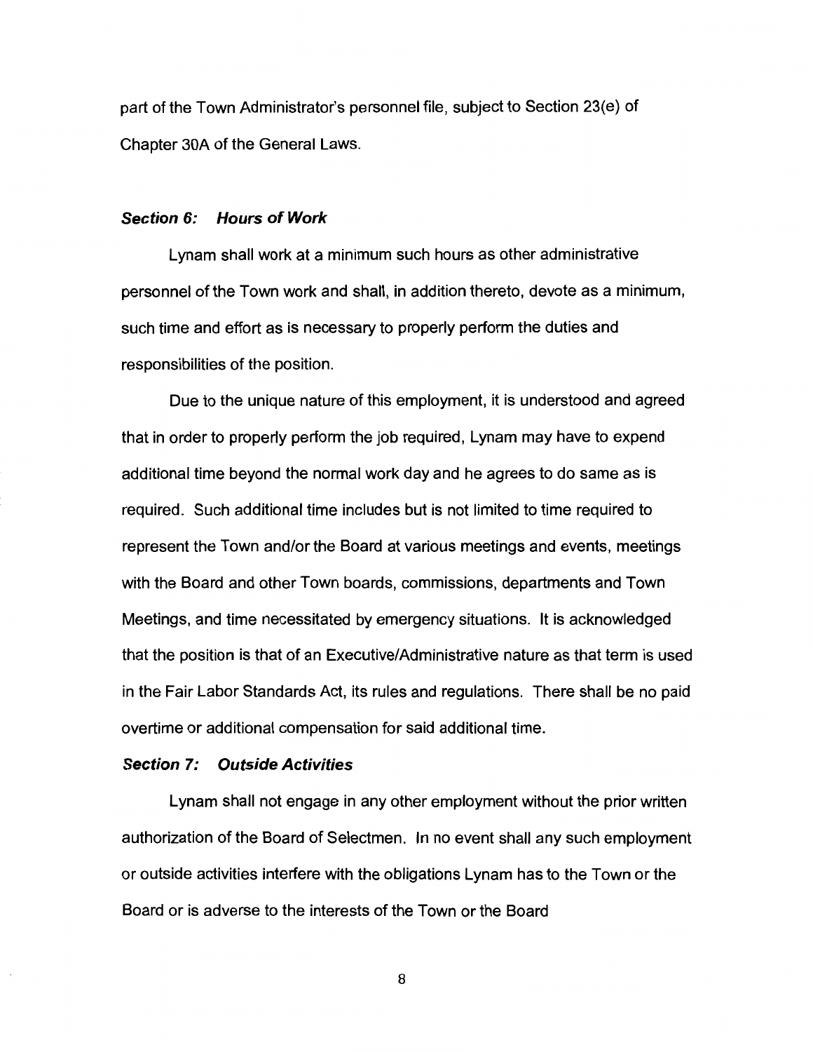part of the Town Administrator's personnel file, subject to Section 23(e) of Chapter 30A of the General Laws.

### *Section 6: Hours of Work*

Lynam shall work at a minimum such hours as other administrative personnel of the Town work and shall, in addition thereto, devote as a minimum, such time and effort as is necessary to properly perform the duties and responsibilities of the position.

Due to the unique nature of this employment, it is understood and agreed that in order to properly perform the job required, Lynam may have to expend additional time beyond the normal work day and he agrees to do same as is required. Such additional time includes but is not limited to time required to represent the Town and/or the Board at various meetings and events, meetings with the Board and other Town boards, commissions, departments and Town Meetings, and time necessitated by emergency situations. It is acknowledged that the position is that of an Executive/Administrative nature as that term is used in the Fair Labor Standards Act, its rules and regulations. There shall be no paid overtime or additional compensation for said additional time.

### *Section 7: Outside Activities*

Lynam shall not engage in any other employment without the prior written authorization of the Board of Selectmen. In no event shall any such employment or outside activities interfere with the obligations Lynam has to the Town or the Board or is adverse to the interests of the Town or the Board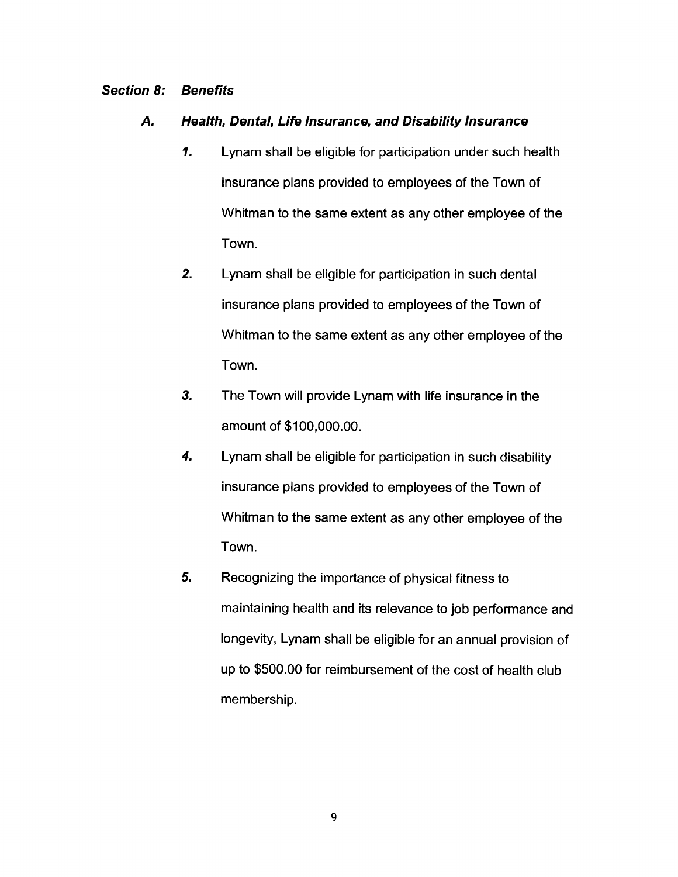## *Section 8: Benefits*

### *A. Health, Dental, Life Insurance, and Disability Insurance*

***1.*** Lynam shall be eligible for participation under such health insurance plans provided to employees of the Town of Whitman to the same extent as any other employee of the Town.

***2.*** Lynam shall be eligible for participation in such dental insurance plans provided to employees of the Town of Whitman to the same extent as any other employee of the Town.

***3.*** The Town will provide Lynam with life insurance in the amount of $100,000.00.

***4.*** Lynam shall be eligible for participation in such disability insurance plans provided to employees of the Town of Whitman to the same extent as any other employee of the Town.

***5.*** Recognizing the importance of physical fitness to maintaining health and its relevance to job performance and longevity, Lynam shall be eligible for an annual provision of up to $500.00 for reimbursement of the cost of health club membership.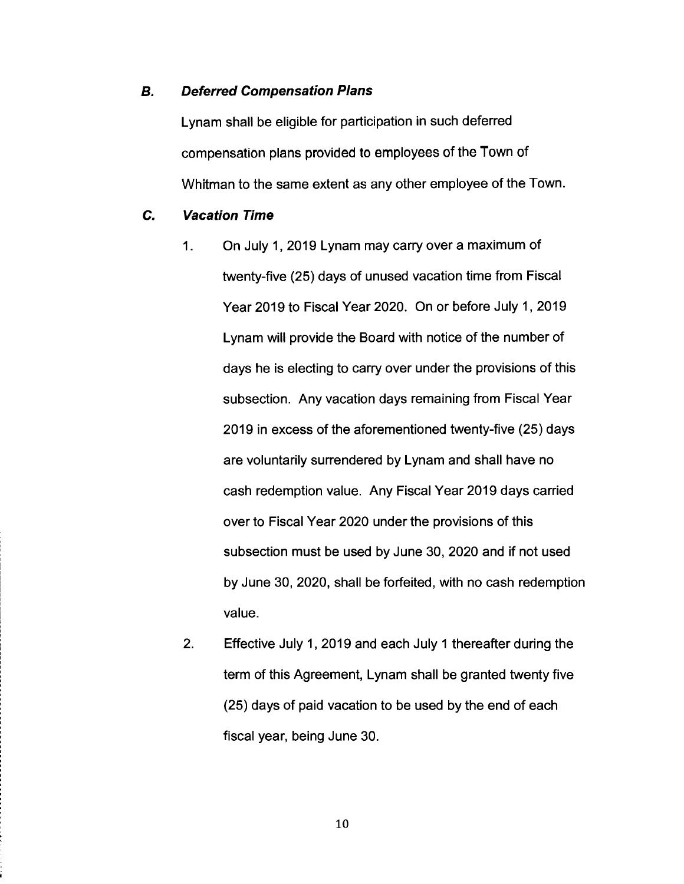***B. Deferred Compensation Plans***

Lynam shall be eligible for participation in such deferred compensation plans provided to employees of the Town of Whitman to the same extent as any other employee of the Town.

***C. Vacation Time***

1. On July 1, 2019 Lynam may carry over a maximum of twenty-five (25) days of unused vacation time from Fiscal Year 2019 to Fiscal Year 2020. On or before July 1, 2019 Lynam will provide the Board with notice of the number of days he is electing to carry over under the provisions of this subsection. Any vacation days remaining from Fiscal Year 2019 in excess of the aforementioned twenty-five (25) days are voluntarily surrendered by Lynam and shall have no cash redemption value. Any Fiscal Year 2019 days carried over to Fiscal Year 2020 under the provisions of this subsection must be used by June 30, 2020 and if not used by June 30, 2020, shall be forfeited, with no cash redemption value.

2. Effective July 1, 2019 and each July 1 thereafter during the term of this Agreement, Lynam shall be granted twenty five (25) days of paid vacation to be used by the end of each fiscal year, being June 30.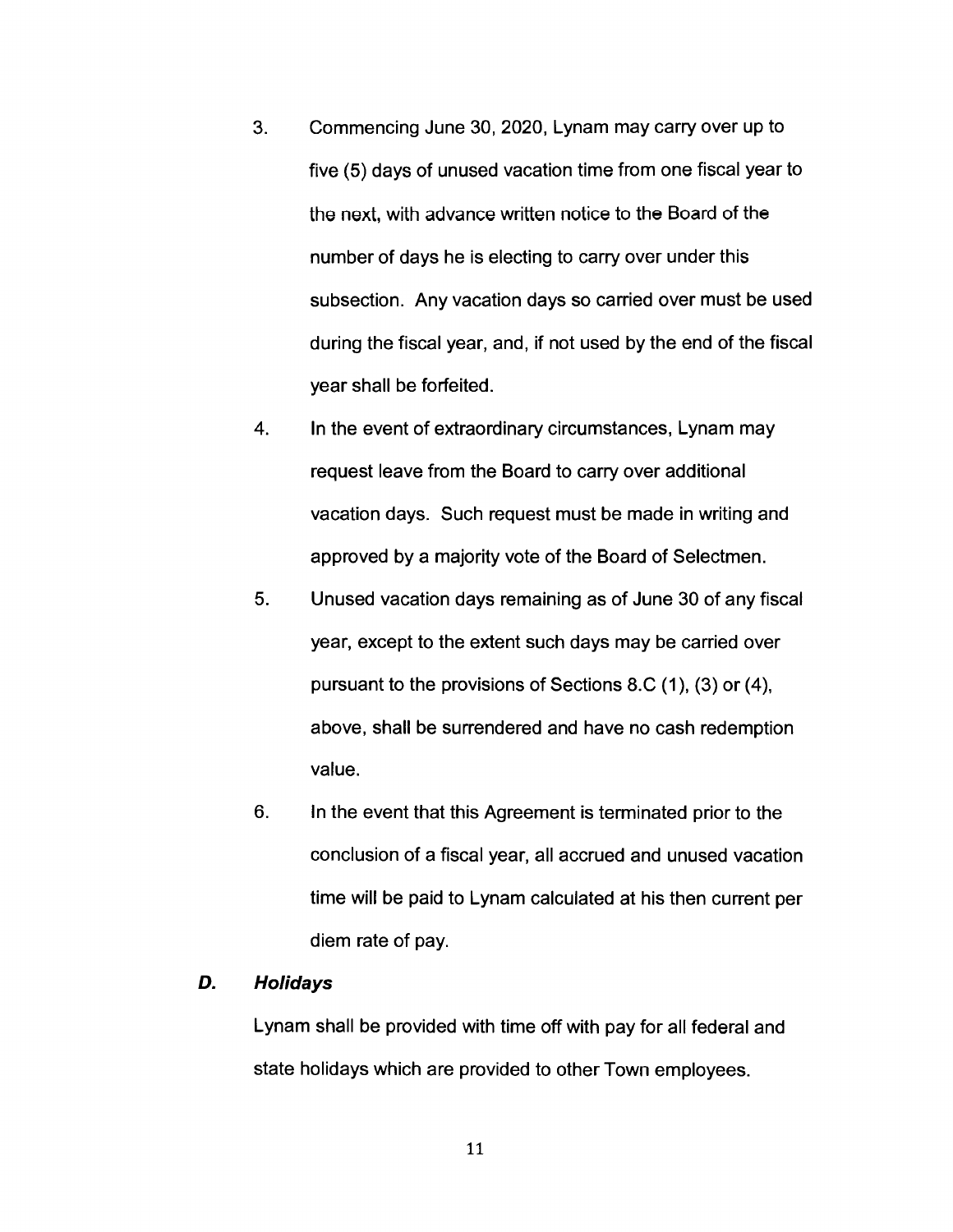3. Commencing June 30, 2020, Lynam may carry over up to five (5) days of unused vacation time from one fiscal year to the next, with advance written notice to the Board of the number of days he is electing to carry over under this subsection. Any vacation days so carried over must be used during the fiscal year, and, if not used by the end of the fiscal year shall be forfeited.

4. In the event of extraordinary circumstances, Lynam may request leave from the Board to carry over additional vacation days. Such request must be made in writing and approved by a majority vote of the Board of Selectmen.

5. Unused vacation days remaining as of June 30 of any fiscal year, except to the extent such days may be carried over pursuant to the provisions of Sections 8.C (1), (3) or (4), above, shall be surrendered and have no cash redemption value.

6. In the event that this Agreement is terminated prior to the conclusion of a fiscal year, all accrued and unused vacation time will be paid to Lynam calculated at his then current per diem rate of pay.

### ***D. Holidays***

Lynam shall be provided with time off with pay for all federal and state holidays which are provided to other Town employees.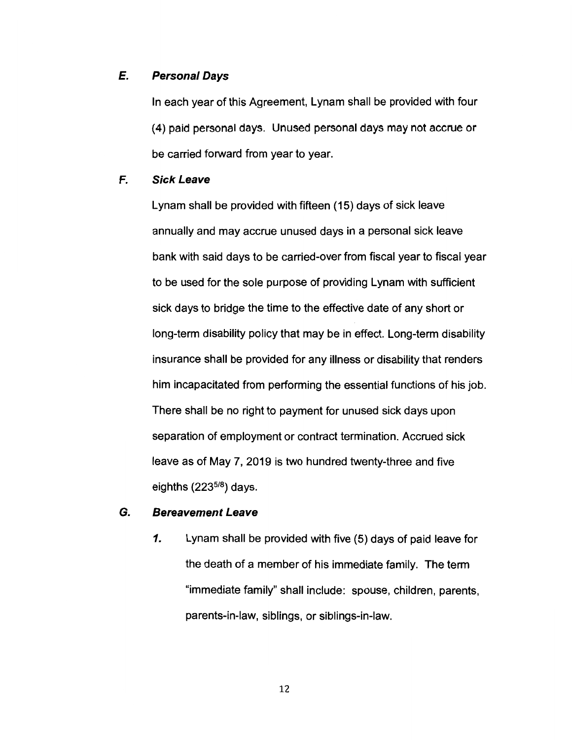### E. *Personal Days*

In each year of this Agreement, Lynam shall be provided with four (4) paid personal days. Unused personal days may not accrue or be carried forward from year to year.

### F. *Sick Leave*

Lynam shall be provided with fifteen (15) days of sick leave annually and may accrue unused days in a personal sick leave bank with said days to be carried-over from fiscal year to fiscal year to be used for the sole purpose of providing Lynam with sufficient sick days to bridge the time to the effective date of any short or long-term disability policy that may be in effect. Long-term disability insurance shall be provided for any illness or disability that renders him incapacitated from performing the essential functions of his job. There shall be no right to payment for unused sick days upon separation of employment or contract termination. Accrued sick leave as of May 7, 2019 is two hundred twenty-three and five eighths ($223^{5/8}$) days.

### G. *Bereavement Leave*

***1.*** Lynam shall be provided with five (5) days of paid leave for the death of a member of his immediate family. The term "immediate family" shall include: spouse, children, parents, parents-in-law, siblings, or siblings-in-law.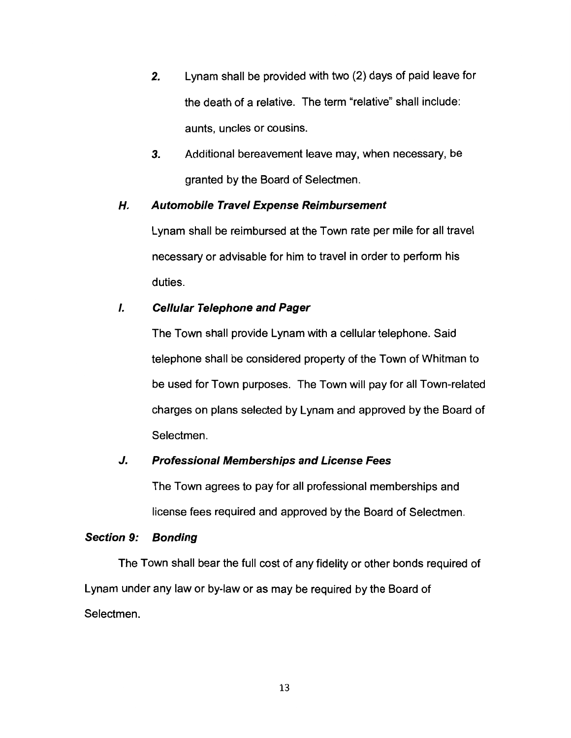2. Lynam shall be provided with two (2) days of paid leave for the death of a relative. The term "relative" shall include: aunts, uncles or cousins.

3. Additional bereavement leave may, when necessary, be granted by the Board of Selectmen.

### H. Automobile Travel Expense Reimbursement

Lynam shall be reimbursed at the Town rate per mile for all travel necessary or advisable for him to travel in order to perform his duties.

### I. Cellular Telephone and Pager

The Town shall provide Lynam with a cellular telephone. Said telephone shall be considered property of the Town of Whitman to be used for Town purposes. The Town will pay for all Town-related charges on plans selected by Lynam and approved by the Board of Selectmen.

### J. Professional Memberships and License Fees

The Town agrees to pay for all professional memberships and license fees required and approved by the Board of Selectmen.

## Section 9: Bonding

The Town shall bear the full cost of any fidelity or other bonds required of Lynam under any law or by-law or as may be required by the Board of Selectmen.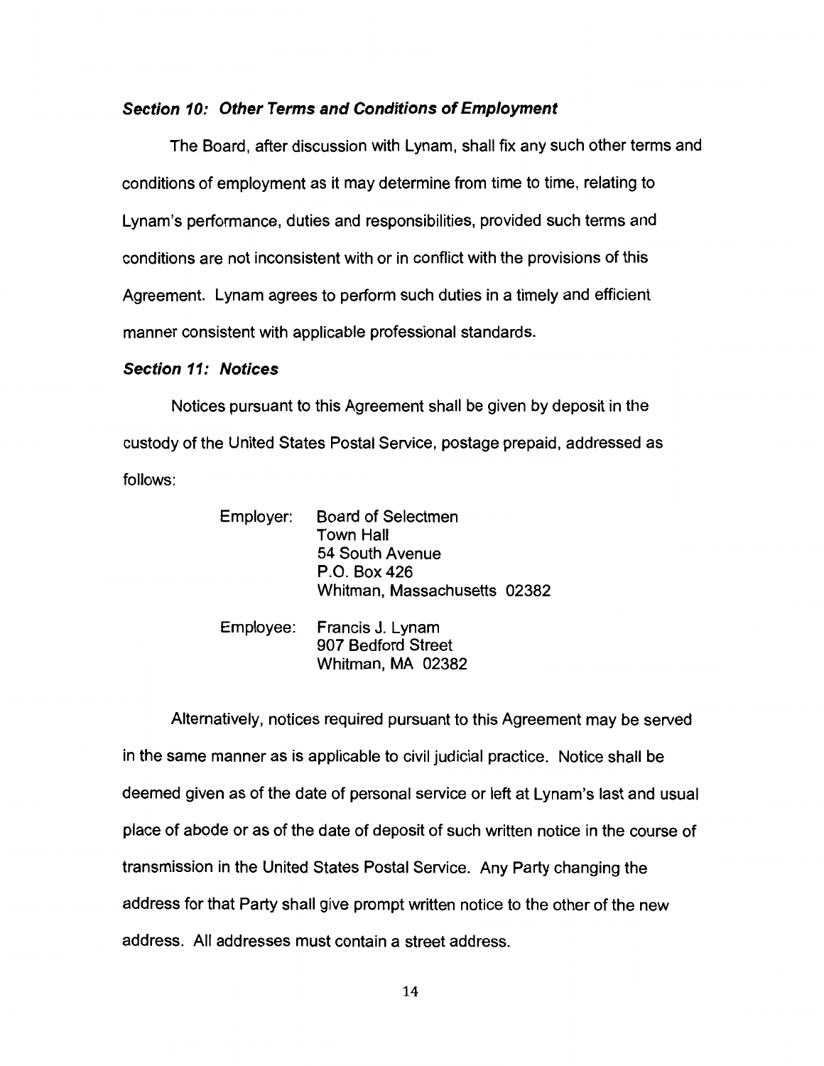***Section 10: Other Terms and Conditions of Employment***

The Board, after discussion with Lynam, shall fix any such other terms and conditions of employment as it may determine from time to time, relating to Lynam's performance, duties and responsibilities, provided such terms and conditions are not inconsistent with or in conflict with the provisions of this Agreement. Lynam agrees to perform such duties in a timely and efficient manner consistent with applicable professional standards.

***Section 11: Notices***

Notices pursuant to this Agreement shall be given by deposit in the custody of the United States Postal Service, postage prepaid, addressed as follows:

Employer: Board of Selectmen
Town Hall
54 South Avenue
P.O. Box 426
Whitman, Massachusetts 02382

Employee: Francis J. Lynam
907 Bedford Street
Whitman, MA 02382

Alternatively, notices required pursuant to this Agreement may be served in the same manner as is applicable to civil judicial practice. Notice shall be deemed given as of the date of personal service or left at Lynam's last and usual place of abode or as of the date of deposit of such written notice in the course of transmission in the United States Postal Service. Any Party changing the address for that Party shall give prompt written notice to the other of the new address. All addresses must contain a street address.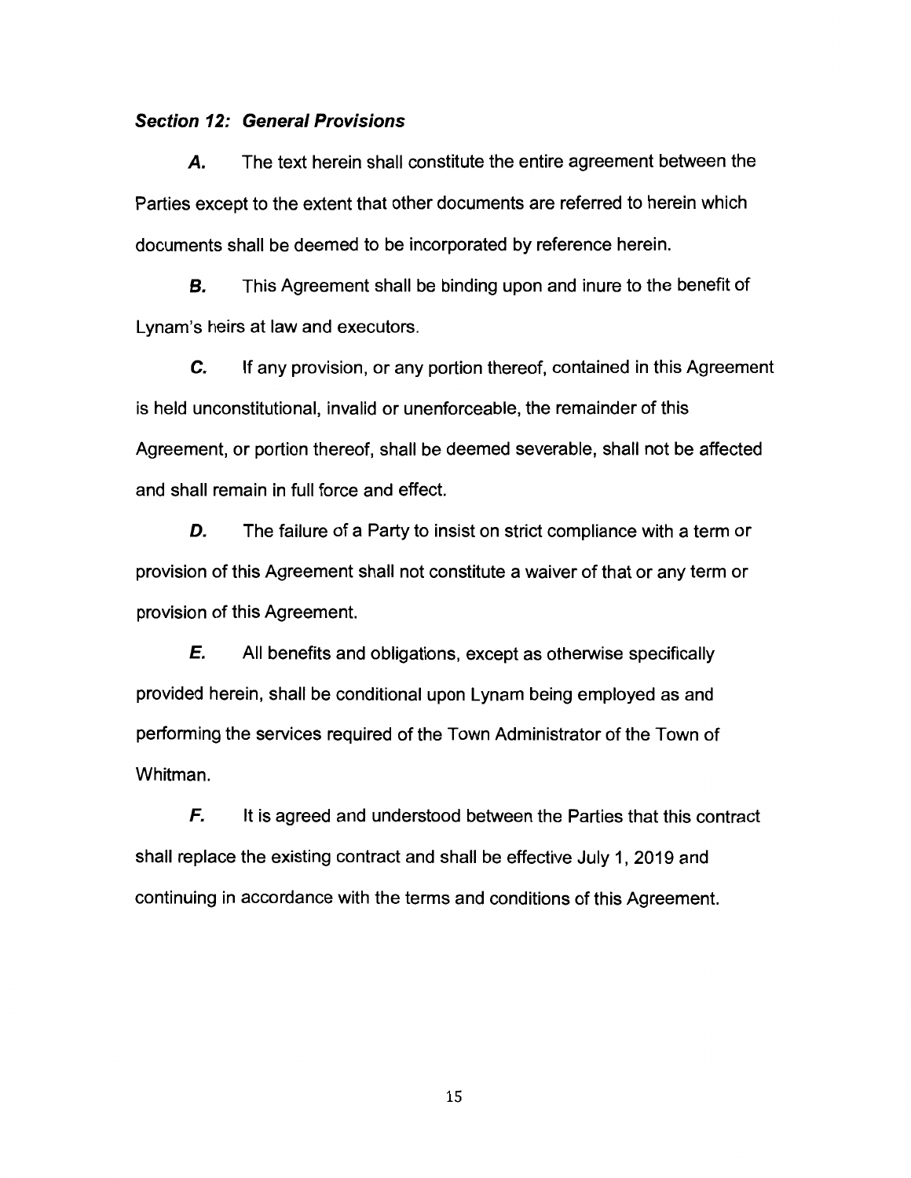### ***Section 12: General Provisions***

***A.*** The text herein shall constitute the entire agreement between the Parties except to the extent that other documents are referred to herein which documents shall be deemed to be incorporated by reference herein.

***B.*** This Agreement shall be binding upon and inure to the benefit of Lynam's heirs at law and executors.

***C.*** If any provision, or any portion thereof, contained in this Agreement is held unconstitutional, invalid or unenforceable, the remainder of this Agreement, or portion thereof, shall be deemed severable, shall not be affected and shall remain in full force and effect.

***D.*** The failure of a Party to insist on strict compliance with a term or provision of this Agreement shall not constitute a waiver of that or any term or provision of this Agreement.

***E.*** All benefits and obligations, except as otherwise specifically provided herein, shall be conditional upon Lynam being employed as and performing the services required of the Town Administrator of the Town of Whitman.

***F.*** It is agreed and understood between the Parties that this contract shall replace the existing contract and shall be effective July 1, 2019 and continuing in accordance with the terms and conditions of this Agreement.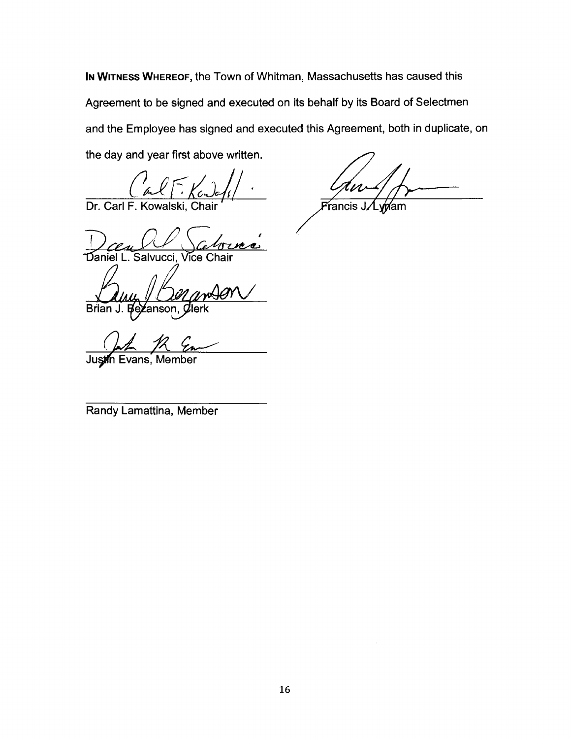**IN WITNESS WHEREOF,** the Town of Whitman, Massachusetts has caused this Agreement to be signed and executed on its behalf by its Board of Selectmen and the Employee has signed and executed this Agreement, both in duplicate, on the day and year first above written.

Dr. Carl F. Kowalski, Chair

Daniel L. Salvucci, Vice Chair

Brian J. Bezanson, Clerk

Justin Evans, Member

Randy Lamattina, Member

Francis J. Lyman